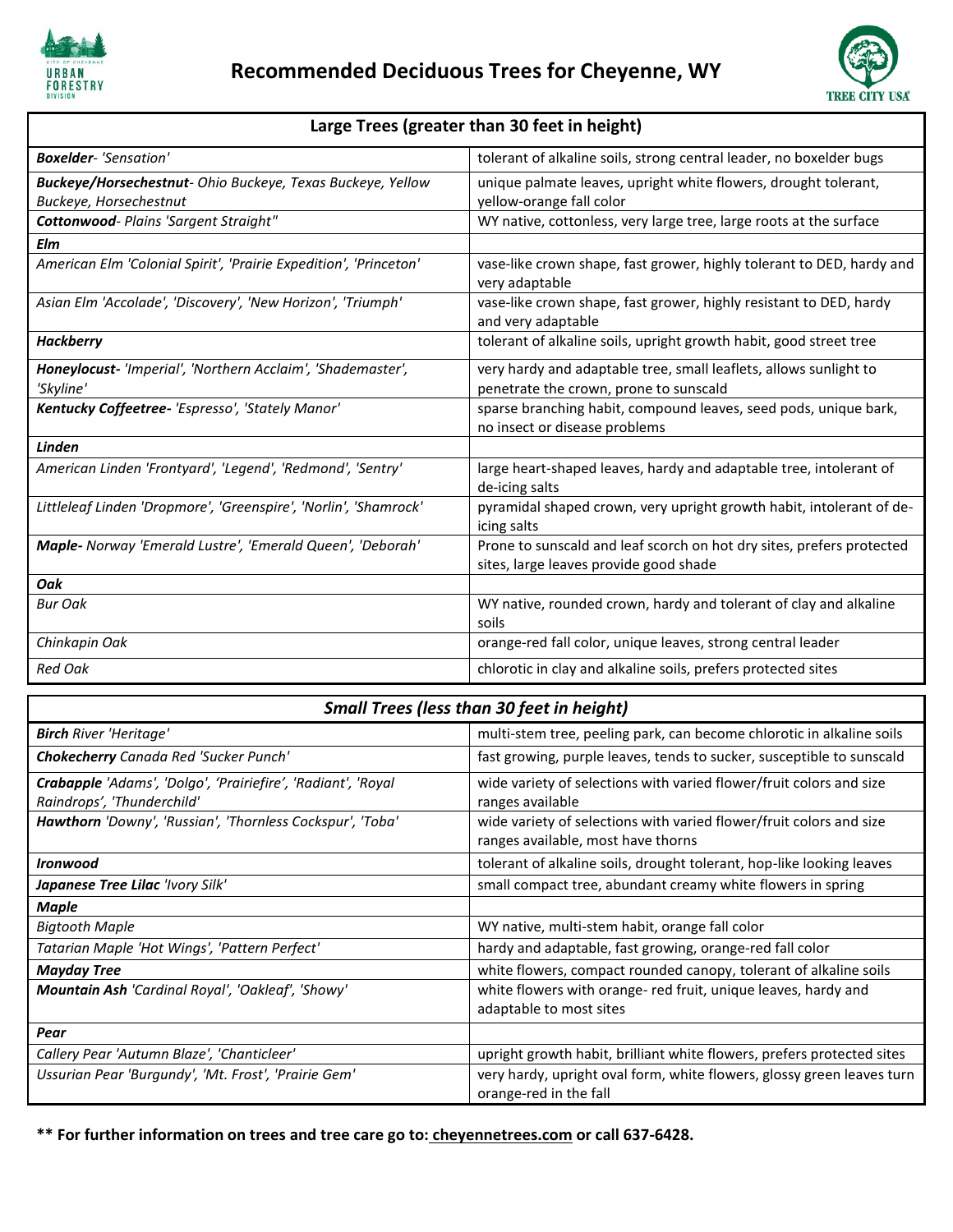# Recommended Deciduous Trees for Cheyenne, WY

| Large Trees (greater than 30 feet in height) | |
|---|---|
| ***Boxelder**- 'Sensation'* | tolerant of alkaline soils, strong central leader, no boxelder bugs |
| ***Buckeye/Horsechestnut**- Ohio Buckeye, Texas Buckeye, Yellow Buckeye, Horsechestnut* | unique palmate leaves, upright white flowers, drought tolerant, yellow-orange fall color |
| ***Cottonwood**- Plains 'Sargent Straight"* | WY native, cottonless, very large tree, large roots at the surface |
| ***Elm*** | |
| *American Elm 'Colonial Spirit', 'Prairie Expedition', 'Princeton'* | vase-like crown shape, fast grower, highly tolerant to DED, hardy and very adaptable |
| *Asian Elm 'Accolade', 'Discovery', 'New Horizon', 'Triumph'* | vase-like crown shape, fast grower, highly resistant to DED, hardy and very adaptable |
| ***Hackberry*** | tolerant of alkaline soils, upright growth habit, good street tree |
| ***Honeylocust-** 'Imperial', 'Northern Acclaim', 'Shademaster', 'Skyline'* | very hardy and adaptable tree, small leaflets, allows sunlight to penetrate the crown, prone to sunscald |
| ***Kentucky Coffeetree-** 'Espresso', 'Stately Manor'* | sparse branching habit, compound leaves, seed pods, unique bark, no insect or disease problems |
| ***Linden*** | |
| *American Linden 'Frontyard', 'Legend', 'Redmond', 'Sentry'* | large heart-shaped leaves, hardy and adaptable tree, intolerant of de-icing salts |
| *Littleleaf Linden 'Dropmore', 'Greenspire', 'Norlin', 'Shamrock'* | pyramidal shaped crown, very upright growth habit, intolerant of de-icing salts |
| ***Maple-** Norway 'Emerald Lustre', 'Emerald Queen', 'Deborah'* | Prone to sunscald and leaf scorch on hot dry sites, prefers protected sites, large leaves provide good shade |
| ***Oak*** | |
| *Bur Oak* | WY native, rounded crown, hardy and tolerant of clay and alkaline soils |
| *Chinkapin Oak* | orange-red fall color, unique leaves, strong central leader |
| *Red Oak* | chlorotic in clay and alkaline soils, prefers protected sites |

| *Small Trees (less than 30 feet in height)* | |
|---|---|
| ***Birch** River 'Heritage'* | multi-stem tree, peeling park, can become chlorotic in alkaline soils |
| ***Chokecherry** Canada Red 'Sucker Punch'* | fast growing, purple leaves, tends to sucker, susceptible to sunscald |
| ***Crabapple** 'Adams', 'Dolgo', 'Prairiefire', 'Radiant', 'Royal Raindrops', 'Thunderchild'* | wide variety of selections with varied flower/fruit colors and size ranges available |
| ***Hawthorn** 'Downy', 'Russian', 'Thornless Cockspur', 'Toba'* | wide variety of selections with varied flower/fruit colors and size ranges available, most have thorns |
| ***Ironwood*** | tolerant of alkaline soils, drought tolerant, hop-like looking leaves |
| ***Japanese Tree Lilac** 'Ivory Silk'* | small compact tree, abundant creamy white flowers in spring |
| ***Maple*** | |
| *Bigtooth Maple* | WY native, multi-stem habit, orange fall color |
| *Tatarian Maple 'Hot Wings', 'Pattern Perfect'* | hardy and adaptable, fast growing, orange-red fall color |
| ***Mayday Tree*** | white flowers, compact rounded canopy, tolerant of alkaline soils |
| ***Mountain Ash** 'Cardinal Royal', 'Oakleaf', 'Showy'* | white flowers with orange- red fruit, unique leaves, hardy and adaptable to most sites |
| ***Pear*** | |
| *Callery Pear 'Autumn Blaze', 'Chanticleer'* | upright growth habit, brilliant white flowers, prefers protected sites |
| *Ussurian Pear 'Burgundy', 'Mt. Frost', 'Prairie Gem'* | very hardy, upright oval form, white flowers, glossy green leaves turn orange-red in the fall |

**** For further information on trees and tree care go to: cheyennetrees.com or call 637-6428.**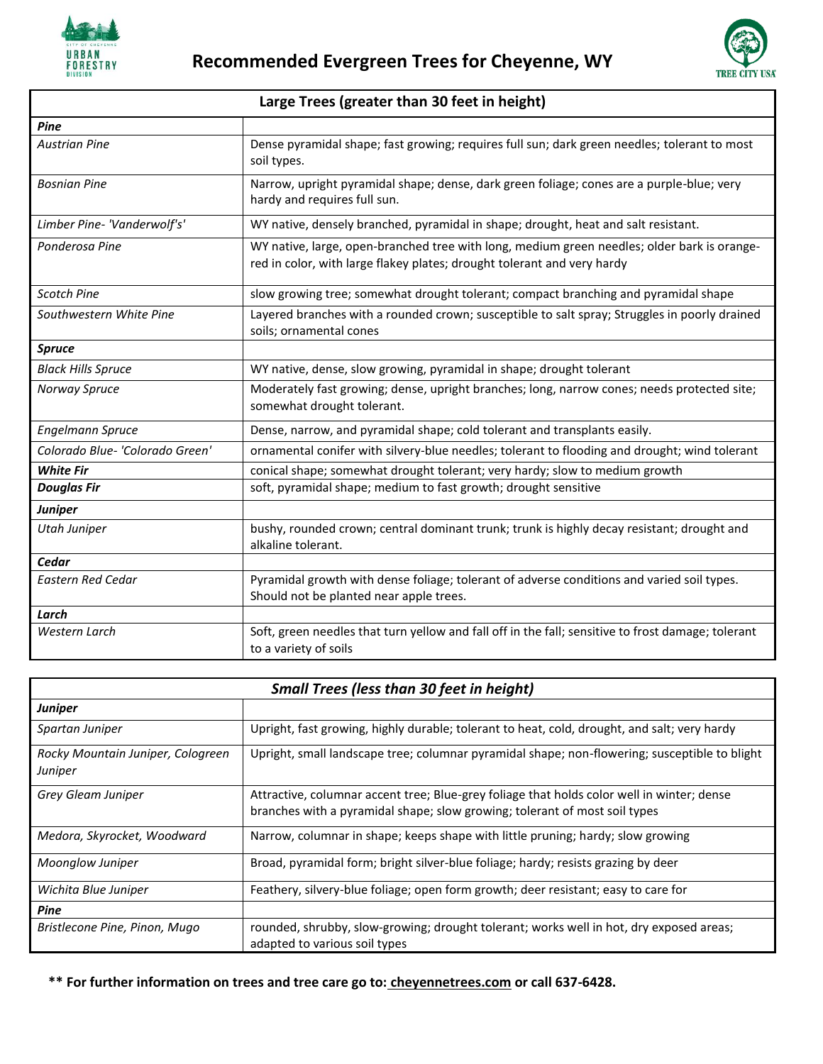# Recommended Evergreen Trees for Cheyenne, WY

| Large Trees (greater than 30 feet in height) | |
|---|---|
| ***Pine*** | |
| *Austrian Pine* | Dense pyramidal shape; fast growing; requires full sun; dark green needles; tolerant to most soil types. |
| *Bosnian Pine* | Narrow, upright pyramidal shape; dense, dark green foliage; cones are a purple-blue; very hardy and requires full sun. |
| *Limber Pine- 'Vanderwolf's'* | WY native, densely branched, pyramidal in shape; drought, heat and salt resistant. |
| *Ponderosa Pine* | WY native, large, open-branched tree with long, medium green needles; older bark is orange-red in color, with large flakey plates; drought tolerant and very hardy |
| *Scotch Pine* | slow growing tree; somewhat drought tolerant; compact branching and pyramidal shape |
| *Southwestern White Pine* | Layered branches with a rounded crown; susceptible to salt spray; Struggles in poorly drained soils; ornamental cones |
| ***Spruce*** | |
| *Black Hills Spruce* | WY native, dense, slow growing, pyramidal in shape; drought tolerant |
| *Norway Spruce* | Moderately fast growing; dense, upright branches; long, narrow cones; needs protected site; somewhat drought tolerant. |
| *Engelmann Spruce* | Dense, narrow, and pyramidal shape; cold tolerant and transplants easily. |
| *Colorado Blue- 'Colorado Green'* | ornamental conifer with silvery-blue needles; tolerant to flooding and drought; wind tolerant |
| ***White Fir*** | conical shape; somewhat drought tolerant; very hardy; slow to medium growth |
| ***Douglas Fir*** | soft, pyramidal shape; medium to fast growth; drought sensitive |
| ***Juniper*** | |
| *Utah Juniper* | bushy, rounded crown; central dominant trunk; trunk is highly decay resistant; drought and alkaline tolerant. |
| ***Cedar*** | |
| *Eastern Red Cedar* | Pyramidal growth with dense foliage; tolerant of adverse conditions and varied soil types. Should not be planted near apple trees. |
| ***Larch*** | |
| *Western Larch* | Soft, green needles that turn yellow and fall off in the fall; sensitive to frost damage; tolerant to a variety of soils |

| *Small Trees (less than 30 feet in height)* | |
|---|---|
| ***Juniper*** | |
| *Spartan Juniper* | Upright, fast growing, highly durable; tolerant to heat, cold, drought, and salt; very hardy |
| *Rocky Mountain Juniper, Cologreen Juniper* | Upright, small landscape tree; columnar pyramidal shape; non-flowering; susceptible to blight |
| *Grey Gleam Juniper* | Attractive, columnar accent tree; Blue-grey foliage that holds color well in winter; dense branches with a pyramidal shape; slow growing; tolerant of most soil types |
| *Medora, Skyrocket, Woodward* | Narrow, columnar in shape; keeps shape with little pruning; hardy; slow growing |
| *Moonglow Juniper* | Broad, pyramidal form; bright silver-blue foliage; hardy; resists grazing by deer |
| *Wichita Blue Juniper* | Feathery, silvery-blue foliage; open form growth; deer resistant; easy to care for |
| ***Pine*** | |
| *Bristlecone Pine, Pinon, Mugo* | rounded, shrubby, slow-growing; drought tolerant; works well in hot, dry exposed areas; adapted to various soil types |

**** For further information on trees and tree care go to: cheyennetrees.com or call 637-6428.**